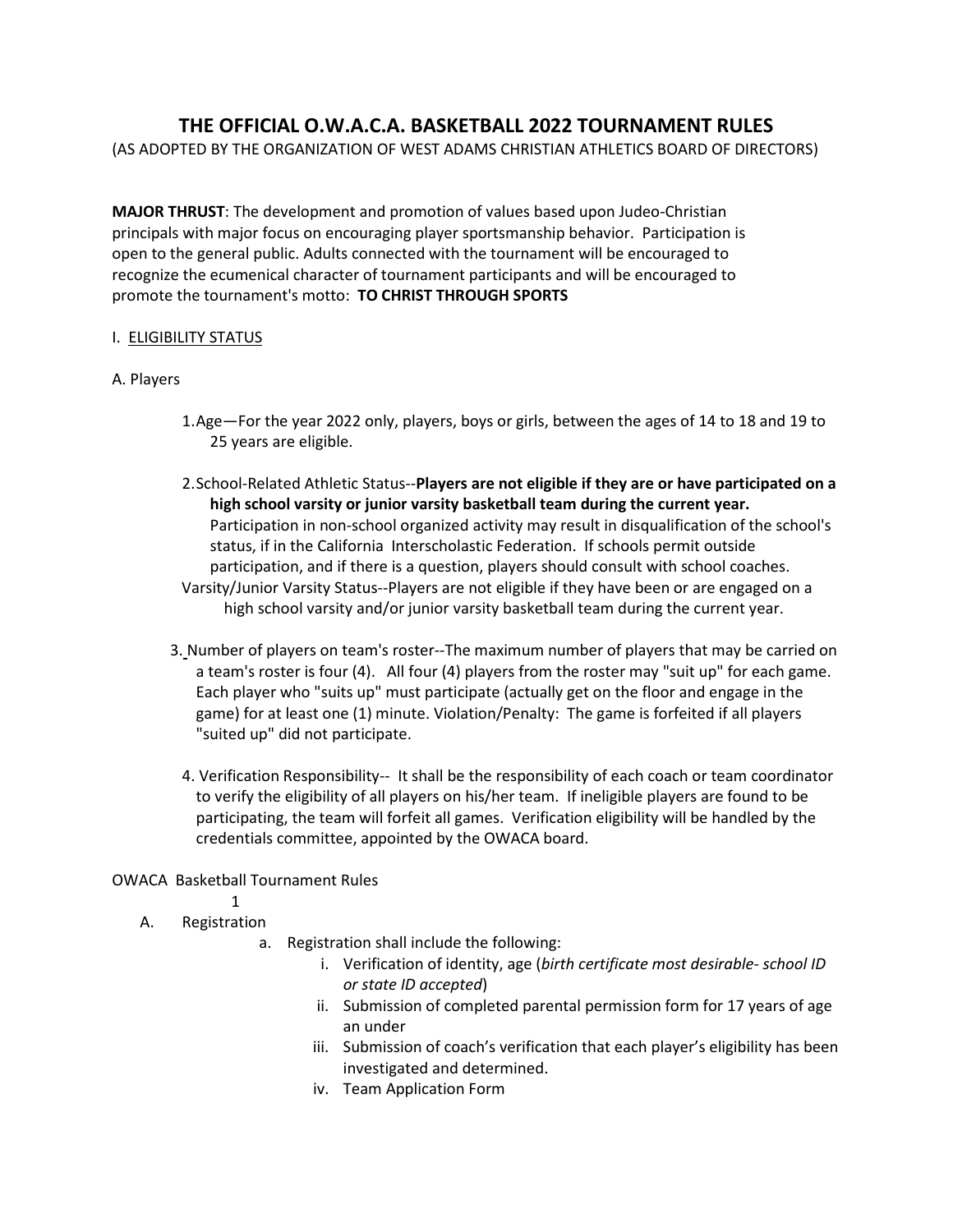# THE OFFICIAL O.W.A.C.A. BASKETBALL 2022 TOURNAMENT RULES

(AS ADOPTED BY THE ORGANIZATION OF WEST ADAMS CHRISTIAN ATHLETICS BOARD OF DIRECTORS)

**MAJOR THRUST**: The development and promotion of values based upon Judeo-Christian principals with major focus on encouraging player sportsmanship behavior. Participation is open to the general public. Adults connected with the tournament will be encouraged to recognize the ecumenical character of tournament participants and will be encouraged to promote the tournament's motto: **TO CHRIST THROUGH SPORTS**

## I. ELIGIBILITY STATUS

### A. Players

1. Age—For the year 2022 only, players, boys or girls, between the ages of 14 to 18 and 19 to 25 years are eligible.

2. School-Related Athletic Status--**Players are not eligible if they are or have participated on a high school varsity or junior varsity basketball team during the current year.** Participation in non-school organized activity may result in disqualification of the school's status, if in the California Interscholastic Federation. If schools permit outside participation, and if there is a question, players should consult with school coaches.

   Varsity/Junior Varsity Status--Players are not eligible if they have been or are engaged on a high school varsity and/or junior varsity basketball team during the current year.

3. Number of players on team's roster--The maximum number of players that may be carried on a team's roster is four (4). All four (4) players from the roster may "suit up" for each game. Each player who "suits up" must participate (actually get on the floor and engage in the game) for at least one (1) minute. Violation/Penalty: The game is forfeited if all players "suited up" did not participate.

4. Verification Responsibility-- It shall be the responsibility of each coach or team coordinator to verify the eligibility of all players on his/her team. If ineligible players are found to be participating, the team will forfeit all games. Verification eligibility will be handled by the credentials committee, appointed by the OWACA board.

### A. Registration

a. Registration shall include the following:
   i. Verification of identity, age (*birth certificate most desirable- school ID or state ID accepted*)
   ii. Submission of completed parental permission form for 17 years of age an under
   iii. Submission of coach's verification that each player's eligibility has been investigated and determined.
   iv. Team Application Form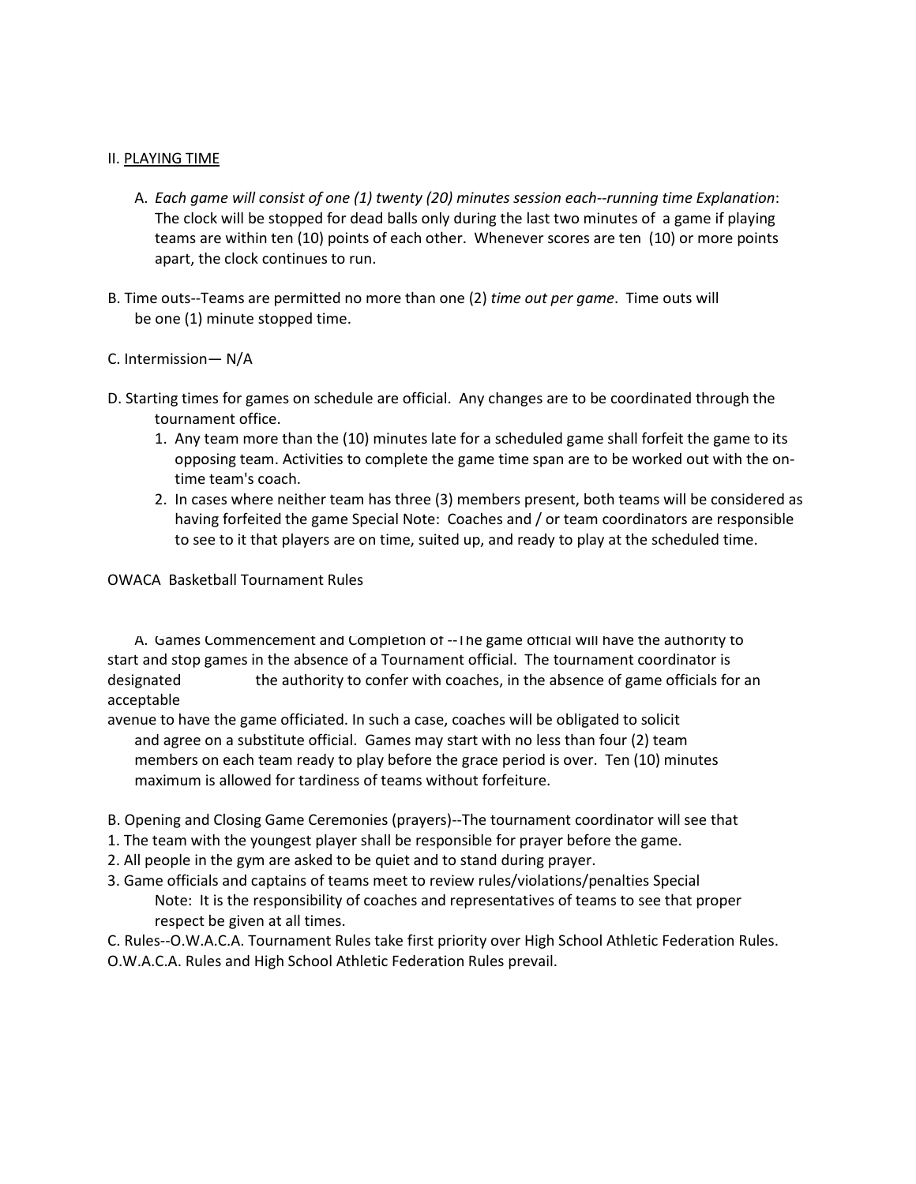II. PLAYING TIME

A. *Each game will consist of one (1) twenty (20) minutes session each--running time Explanation*: The clock will be stopped for dead balls only during the last two minutes of a game if playing teams are within ten (10) points of each other. Whenever scores are ten (10) or more points apart, the clock continues to run.

B. Time outs--Teams are permitted no more than one (2) *time out per game*. Time outs will be one (1) minute stopped time.

C. Intermission— N/A

D. Starting times for games on schedule are official. Any changes are to be coordinated through the tournament office.

1. Any team more than the (10) minutes late for a scheduled game shall forfeit the game to its opposing team. Activities to complete the game time span are to be worked out with the on-time team's coach.
2. In cases where neither team has three (3) members present, both teams will be considered as having forfeited the game Special Note: Coaches and / or team coordinators are responsible to see to it that players are on time, suited up, and ready to play at the scheduled time.

OWACA Basketball Tournament Rules

A. Games Commencement and Completion of --The game official will have the authority to start and stop games in the absence of a Tournament official. The tournament coordinator is designated the authority to confer with coaches, in the absence of game officials for an acceptable avenue to have the game officiated. In such a case, coaches will be obligated to solicit and agree on a substitute official. Games may start with no less than four (2) team members on each team ready to play before the grace period is over. Ten (10) minutes maximum is allowed for tardiness of teams without forfeiture.

B. Opening and Closing Game Ceremonies (prayers)--The tournament coordinator will see that

1. The team with the youngest player shall be responsible for prayer before the game.
2. All people in the gym are asked to be quiet and to stand during prayer.
3. Game officials and captains of teams meet to review rules/violations/penalties Special Note: It is the responsibility of coaches and representatives of teams to see that proper respect be given at all times.

C. Rules--O.W.A.C.A. Tournament Rules take first priority over High School Athletic Federation Rules. O.W.A.C.A. Rules and High School Athletic Federation Rules prevail.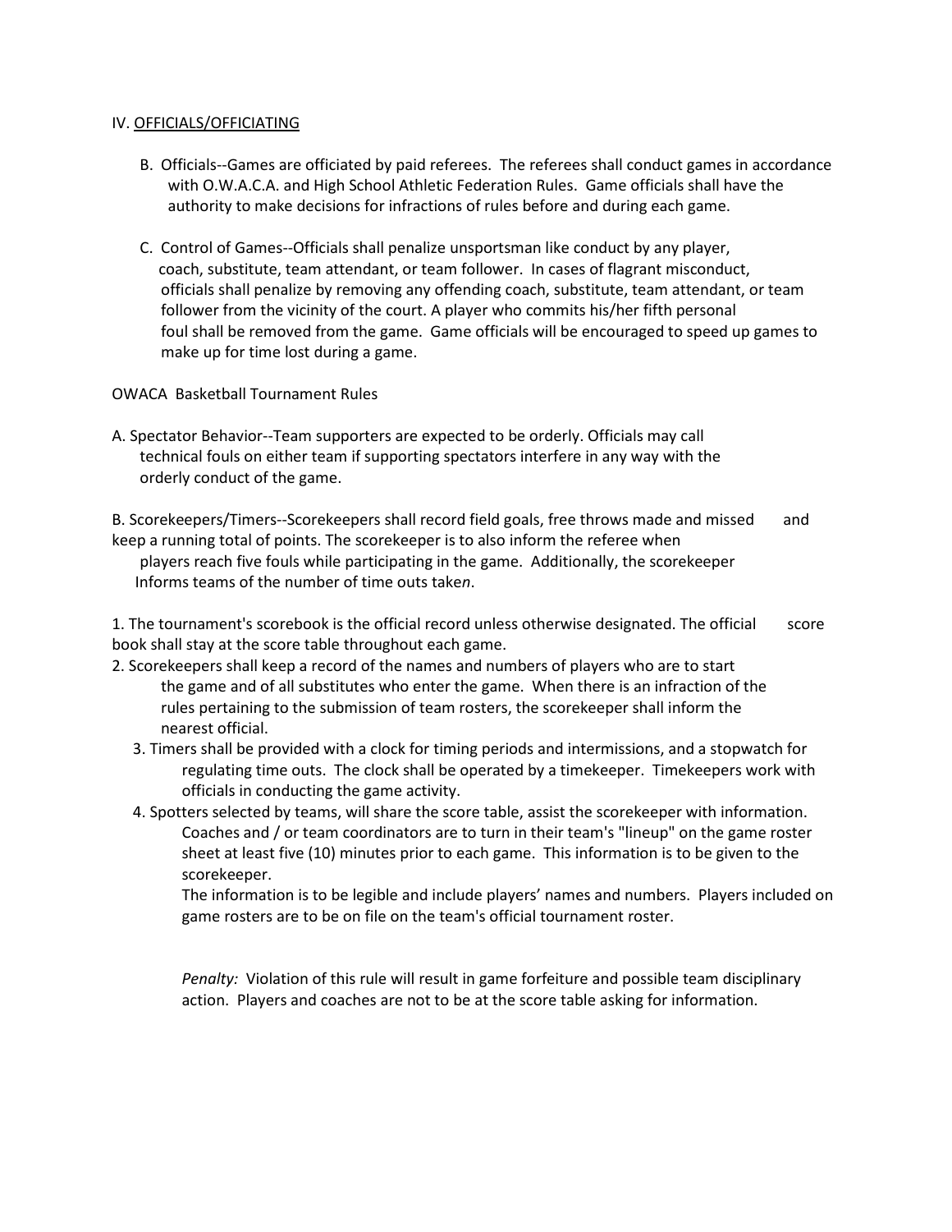IV. <u>OFFICIALS/OFFICIATING</u>

B. Officials--Games are officiated by paid referees. The referees shall conduct games in accordance with O.W.A.C.A. and High School Athletic Federation Rules. Game officials shall have the authority to make decisions for infractions of rules before and during each game.

C. Control of Games--Officials shall penalize unsportsman like conduct by any player, coach, substitute, team attendant, or team follower. In cases of flagrant misconduct, officials shall penalize by removing any offending coach, substitute, team attendant, or team follower from the vicinity of the court. A player who commits his/her fifth personal foul shall be removed from the game. Game officials will be encouraged to speed up games to make up for time lost during a game.

OWACA Basketball Tournament Rules

A. Spectator Behavior--Team supporters are expected to be orderly. Officials may call technical fouls on either team if supporting spectators interfere in any way with the orderly conduct of the game.

B. Scorekeepers/Timers--Scorekeepers shall record field goals, free throws made and missed and keep a running total of points. The scorekeeper is to also inform the referee when players reach five fouls while participating in the game. Additionally, the scorekeeper Informs teams of the number of time outs taken.

1. The tournament's scorebook is the official record unless otherwise designated. The official score book shall stay at the score table throughout each game.
2. Scorekeepers shall keep a record of the names and numbers of players who are to start the game and of all substitutes who enter the game. When there is an infraction of the rules pertaining to the submission of team rosters, the scorekeeper shall inform the nearest official.
3. Timers shall be provided with a clock for timing periods and intermissions, and a stopwatch for regulating time outs. The clock shall be operated by a timekeeper. Timekeepers work with officials in conducting the game activity.
4. Spotters selected by teams, will share the score table, assist the scorekeeper with information. Coaches and / or team coordinators are to turn in their team's "lineup" on the game roster sheet at least five (10) minutes prior to each game. This information is to be given to the scorekeeper.

   The information is to be legible and include players' names and numbers. Players included on game rosters are to be on file on the team's official tournament roster.

   *Penalty:* Violation of this rule will result in game forfeiture and possible team disciplinary action. Players and coaches are not to be at the score table asking for information.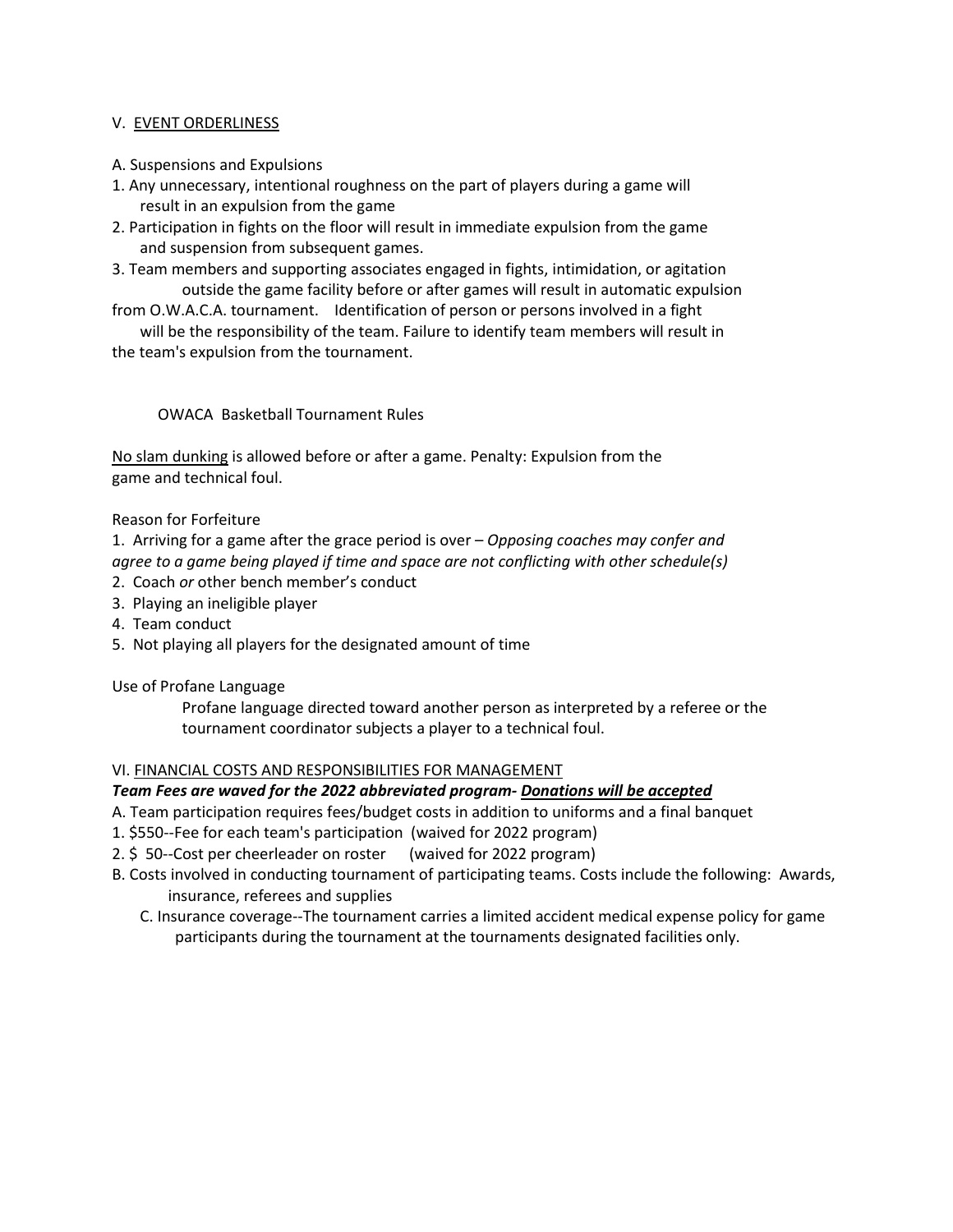## V. <u>EVENT ORDERLINESS</u>

A. Suspensions and Expulsions

1. Any unnecessary, intentional roughness on the part of players during a game will result in an expulsion from the game
2. Participation in fights on the floor will result in immediate expulsion from the game and suspension from subsequent games.
3. Team members and supporting associates engaged in fights, intimidation, or agitation outside the game facility before or after games will result in automatic expulsion from O.W.A.C.A. tournament. Identification of person or persons involved in a fight will be the responsibility of the team. Failure to identify team members will result in the team's expulsion from the tournament.

### OWACA Basketball Tournament Rules

<u>No slam dunking</u> is allowed before or after a game. Penalty: Expulsion from the game and technical foul.

Reason for Forfeiture

1. Arriving for a game after the grace period is over – *Opposing coaches may confer and agree to a game being played if time and space are not conflicting with other schedule(s)*
2. Coach *or* other bench member's conduct
3. Playing an ineligible player
4. Team conduct
5. Not playing all players for the designated amount of time

Use of Profane Language

Profane language directed toward another person as interpreted by a referee or the tournament coordinator subjects a player to a technical foul.

## VI. <u>FINANCIAL COSTS AND RESPONSIBILITIES FOR MANAGEMENT</u>

***Team Fees are waved for the 2022 abbreviated program- <u>Donations will be accepted</u>***

A. Team participation requires fees/budget costs in addition to uniforms and a final banquet

1. $550--Fee for each team's participation (waived for 2022 program)
2. $ 50--Cost per cheerleader on roster (waived for 2022 program)

B. Costs involved in conducting tournament of participating teams. Costs include the following: Awards, insurance, referees and supplies

C. Insurance coverage--The tournament carries a limited accident medical expense policy for game participants during the tournament at the tournaments designated facilities only.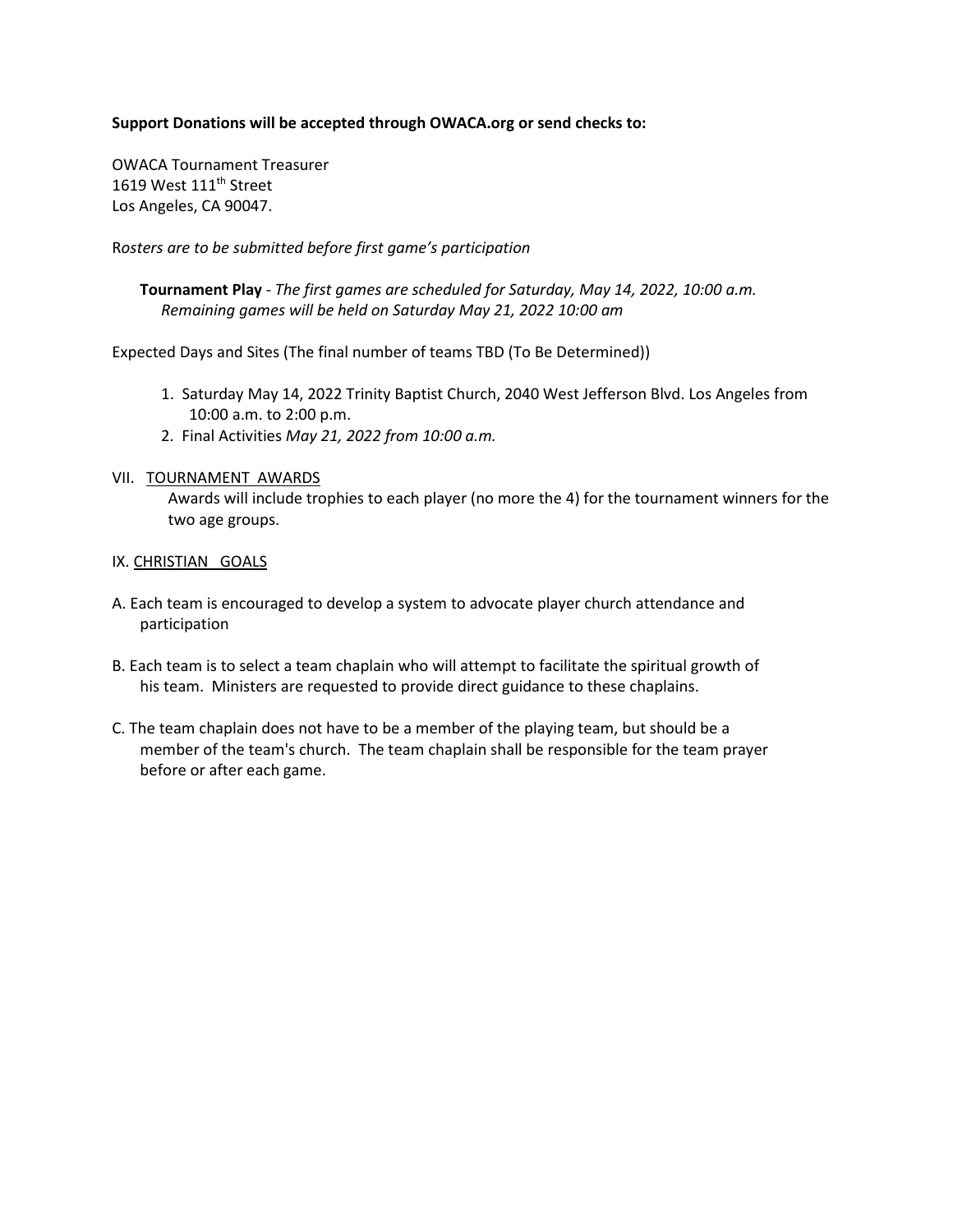**Support Donations will be accepted through OWACA.org or send checks to:**

OWACA Tournament Treasurer
1619 West 111th Street
Los Angeles, CA 90047.

R*osters are to be submitted before first game's participation*

**Tournament Play** - *The first games are scheduled for Saturday, May 14, 2022, 10:00 a.m. Remaining games will be held on Saturday May 21, 2022 10:00 am*

Expected Days and Sites (The final number of teams TBD (To Be Determined))

1. Saturday May 14, 2022 Trinity Baptist Church, 2040 West Jefferson Blvd. Los Angeles from 10:00 a.m. to 2:00 p.m.
2. Final Activities *May 21, 2022 from 10:00 a.m.*

VII. <u>TOURNAMENT AWARDS</u>

Awards will include trophies to each player (no more the 4) for the tournament winners for the two age groups.

IX. <u>CHRISTIAN GOALS</u>

A. Each team is encouraged to develop a system to advocate player church attendance and participation

B. Each team is to select a team chaplain who will attempt to facilitate the spiritual growth of his team. Ministers are requested to provide direct guidance to these chaplains.

C. The team chaplain does not have to be a member of the playing team, but should be a member of the team's church. The team chaplain shall be responsible for the team prayer before or after each game.